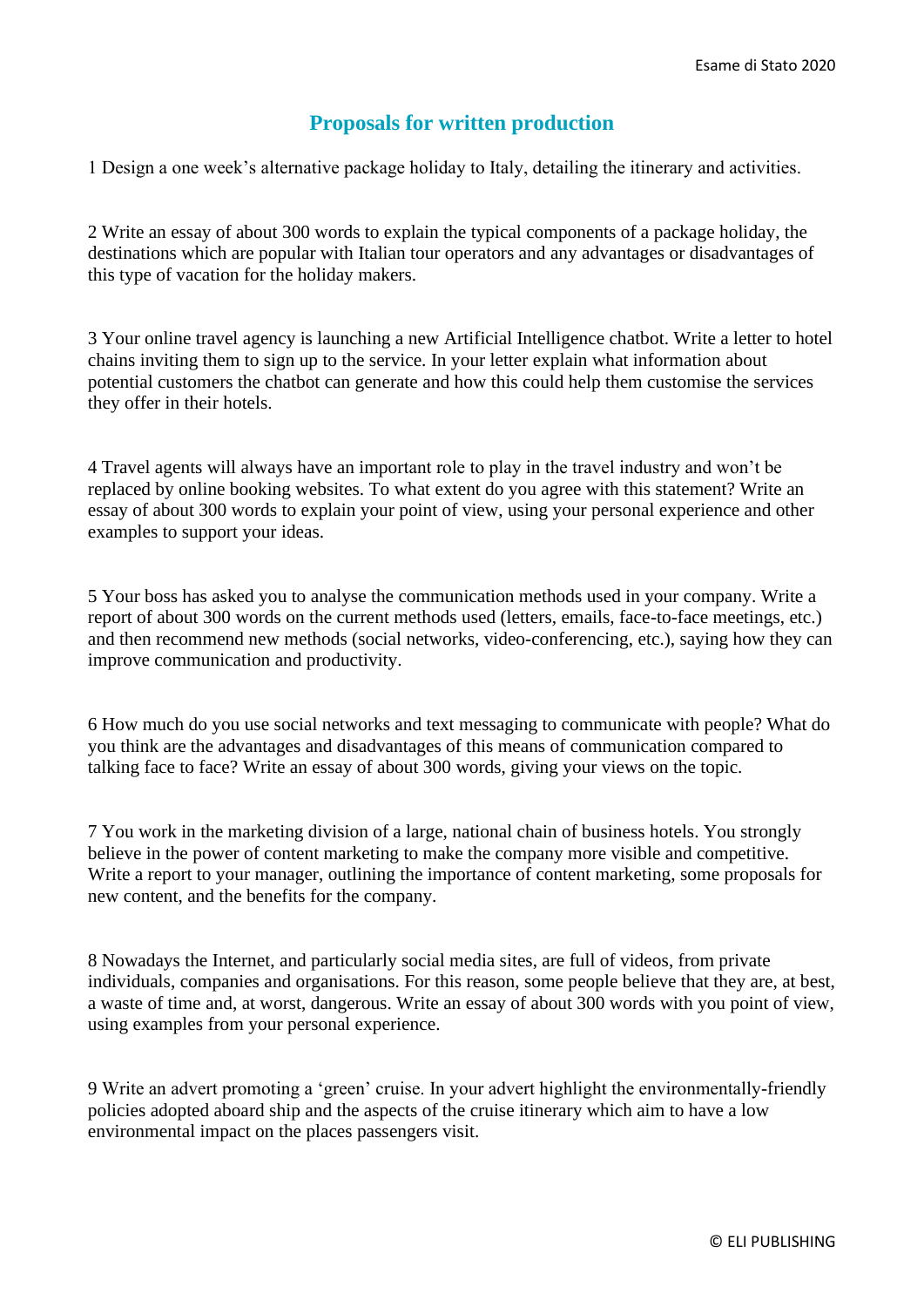# Proposals for written production

1 Design a one week's alternative package holiday to Italy, detailing the itinerary and activities.

2 Write an essay of about 300 words to explain the typical components of a package holiday, the destinations which are popular with Italian tour operators and any advantages or disadvantages of this type of vacation for the holiday makers.

3 Your online travel agency is launching a new Artificial Intelligence chatbot. Write a letter to hotel chains inviting them to sign up to the service. In your letter explain what information about potential customers the chatbot can generate and how this could help them customise the services they offer in their hotels.

4 Travel agents will always have an important role to play in the travel industry and won't be replaced by online booking websites. To what extent do you agree with this statement? Write an essay of about 300 words to explain your point of view, using your personal experience and other examples to support your ideas.

5 Your boss has asked you to analyse the communication methods used in your company. Write a report of about 300 words on the current methods used (letters, emails, face-to-face meetings, etc.) and then recommend new methods (social networks, video-conferencing, etc.), saying how they can improve communication and productivity.

6 How much do you use social networks and text messaging to communicate with people? What do you think are the advantages and disadvantages of this means of communication compared to talking face to face? Write an essay of about 300 words, giving your views on the topic.

7 You work in the marketing division of a large, national chain of business hotels. You strongly believe in the power of content marketing to make the company more visible and competitive. Write a report to your manager, outlining the importance of content marketing, some proposals for new content, and the benefits for the company.

8 Nowadays the Internet, and particularly social media sites, are full of videos, from private individuals, companies and organisations. For this reason, some people believe that they are, at best, a waste of time and, at worst, dangerous. Write an essay of about 300 words with you point of view, using examples from your personal experience.

9 Write an advert promoting a 'green' cruise. In your advert highlight the environmentally-friendly policies adopted aboard ship and the aspects of the cruise itinerary which aim to have a low environmental impact on the places passengers visit.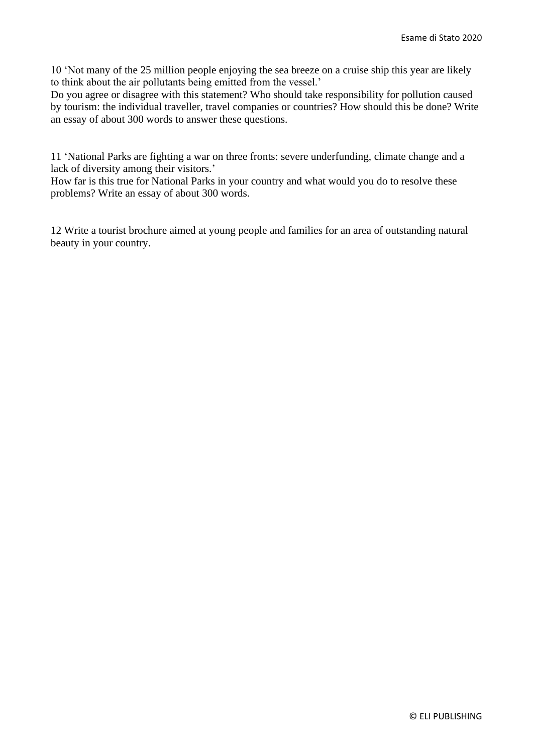10 'Not many of the 25 million people enjoying the sea breeze on a cruise ship this year are likely to think about the air pollutants being emitted from the vessel.'
Do you agree or disagree with this statement? Who should take responsibility for pollution caused by tourism: the individual traveller, travel companies or countries? How should this be done? Write an essay of about 300 words to answer these questions.

11 'National Parks are fighting a war on three fronts: severe underfunding, climate change and a lack of diversity among their visitors.'
How far is this true for National Parks in your country and what would you do to resolve these problems? Write an essay of about 300 words.

12 Write a tourist brochure aimed at young people and families for an area of outstanding natural beauty in your country.